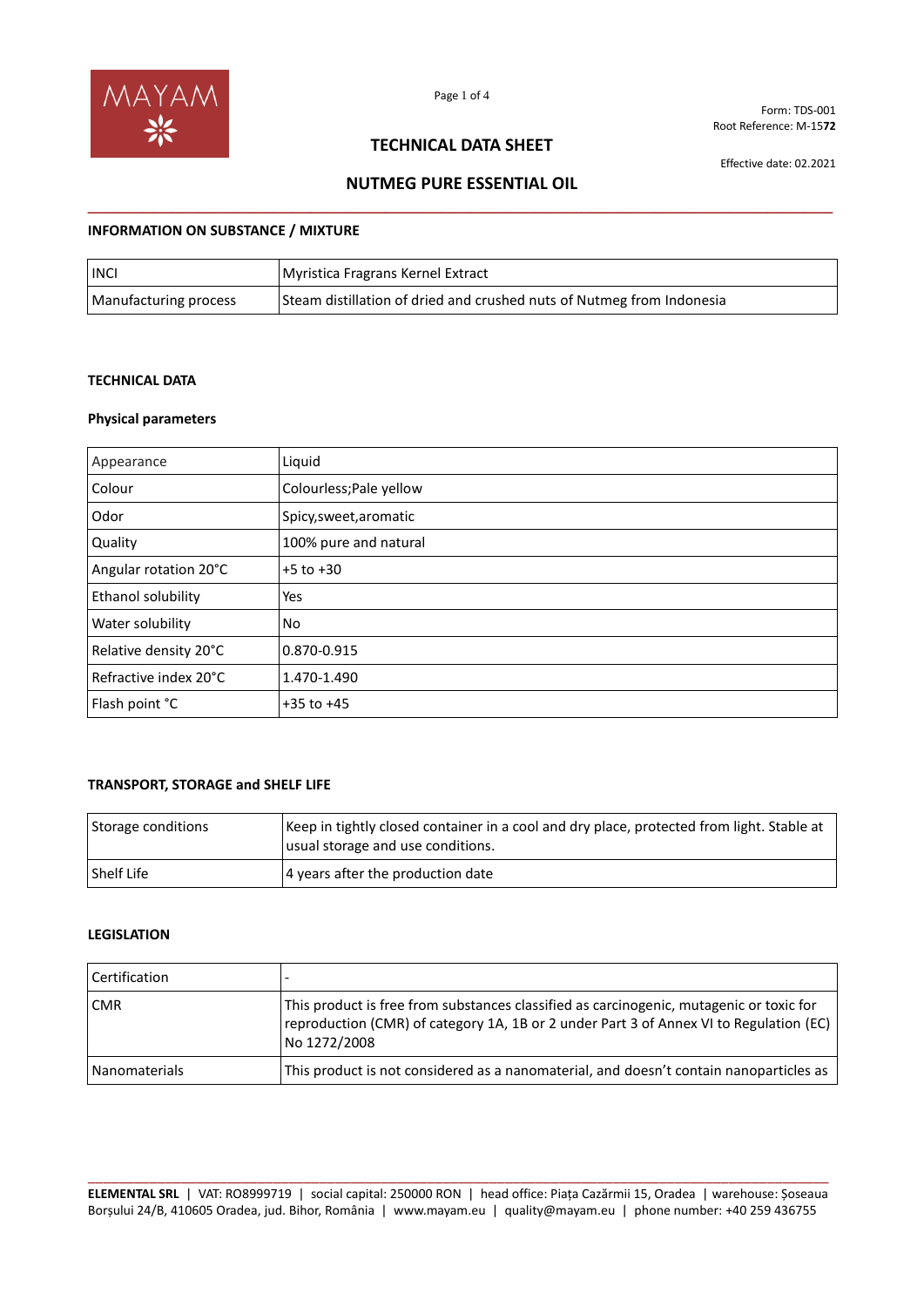Form: TDS-001
Root Reference: M-15**72**

Effective date: 02.2021

# TECHNICAL DATA SHEET

## NUTMEG PURE ESSENTIAL OIL

### INFORMATION ON SUBSTANCE / MIXTURE

| INCI | Myristica Fragrans Kernel Extract |
|---|---|
| Manufacturing process | Steam distillation of dried and crushed nuts of Nutmeg from Indonesia |

### TECHNICAL DATA

#### Physical parameters

| Appearance | Liquid |
|---|---|
| Colour | Colourless;Pale yellow |
| Odor | Spicy,sweet,aromatic |
| Quality | 100% pure and natural |
| Angular rotation 20°C | +5 to +30 |
| Ethanol solubility | Yes |
| Water solubility | No |
| Relative density 20°C | 0.870-0.915 |
| Refractive index 20°C | 1.470-1.490 |
| Flash point °C | +35 to +45 |

### TRANSPORT, STORAGE and SHELF LIFE

| Storage conditions | Keep in tightly closed container in a cool and dry place, protected from light. Stable at usual storage and use conditions. |
|---|---|
| Shelf Life | 4 years after the production date |

### LEGISLATION

| Certification | - |
|---|---|
| CMR | This product is free from substances classified as carcinogenic, mutagenic or toxic for reproduction (CMR) of category 1A, 1B or 2 under Part 3 of Annex VI to Regulation (EC) No 1272/2008 |
| Nanomaterials | This product is not considered as a nanomaterial, and doesn't contain nanoparticles as |

**ELEMENTAL SRL** | VAT: RO8999719 | social capital: 250000 RON | head office: Piața Cazărmii 15, Oradea | warehouse: Șoseaua Borșului 24/B, 410605 Oradea, jud. Bihor, România | www.mayam.eu | quality@mayam.eu | phone number: +40 259 436755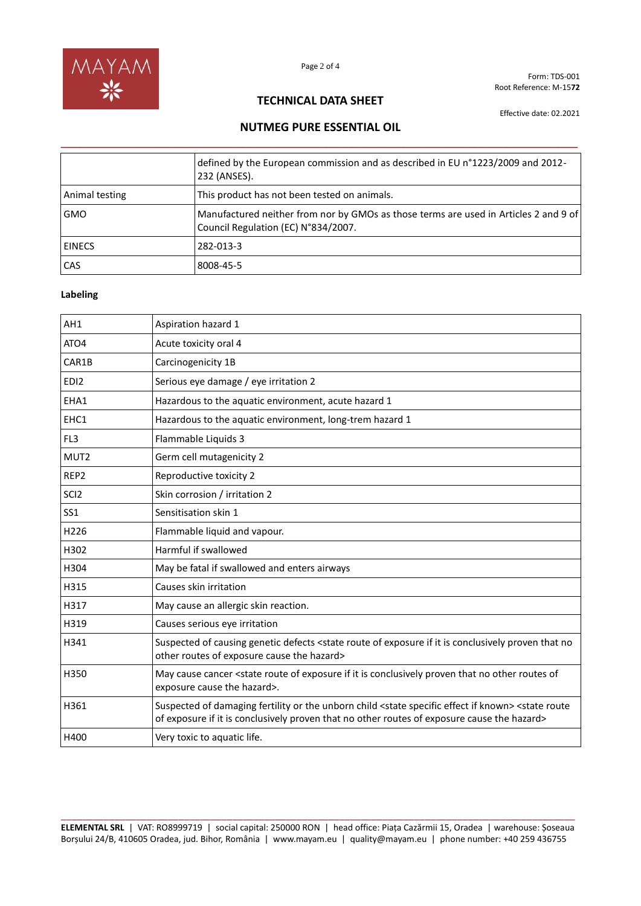| | |
|---|---|
| | defined by the European commission and as described in EU n°1223/2009 and 2012-232 (ANSES). |
| Animal testing | This product has not been tested on animals. |
| GMO | Manufactured neither from nor by GMOs as those terms are used in Articles 2 and 9 of Council Regulation (EC) N°834/2007. |
| EINECS | 282-013-3 |
| CAS | 8008-45-5 |

**Labeling**

| | |
|---|---|
| AH1 | Aspiration hazard 1 |
| ATO4 | Acute toxicity oral 4 |
| CAR1B | Carcinogenicity 1B |
| EDI2 | Serious eye damage / eye irritation 2 |
| EHA1 | Hazardous to the aquatic environment, acute hazard 1 |
| EHC1 | Hazardous to the aquatic environment, long-trem hazard 1 |
| FL3 | Flammable Liquids 3 |
| MUT2 | Germ cell mutagenicity 2 |
| REP2 | Reproductive toxicity 2 |
| SCI2 | Skin corrosion / irritation 2 |
| SS1 | Sensitisation skin 1 |
| H226 | Flammable liquid and vapour. |
| H302 | Harmful if swallowed |
| H304 | May be fatal if swallowed and enters airways |
| H315 | Causes skin irritation |
| H317 | May cause an allergic skin reaction. |
| H319 | Causes serious eye irritation |
| H341 | Suspected of causing genetic defects <state route of exposure if it is conclusively proven that no other routes of exposure cause the hazard> |
| H350 | May cause cancer <state route of exposure if it is conclusively proven that no other routes of exposure cause the hazard>. |
| H361 | Suspected of damaging fertility or the unborn child <state specific effect if known> <state route of exposure if it is conclusively proven that no other routes of exposure cause the hazard> |
| H400 | Very toxic to aquatic life. |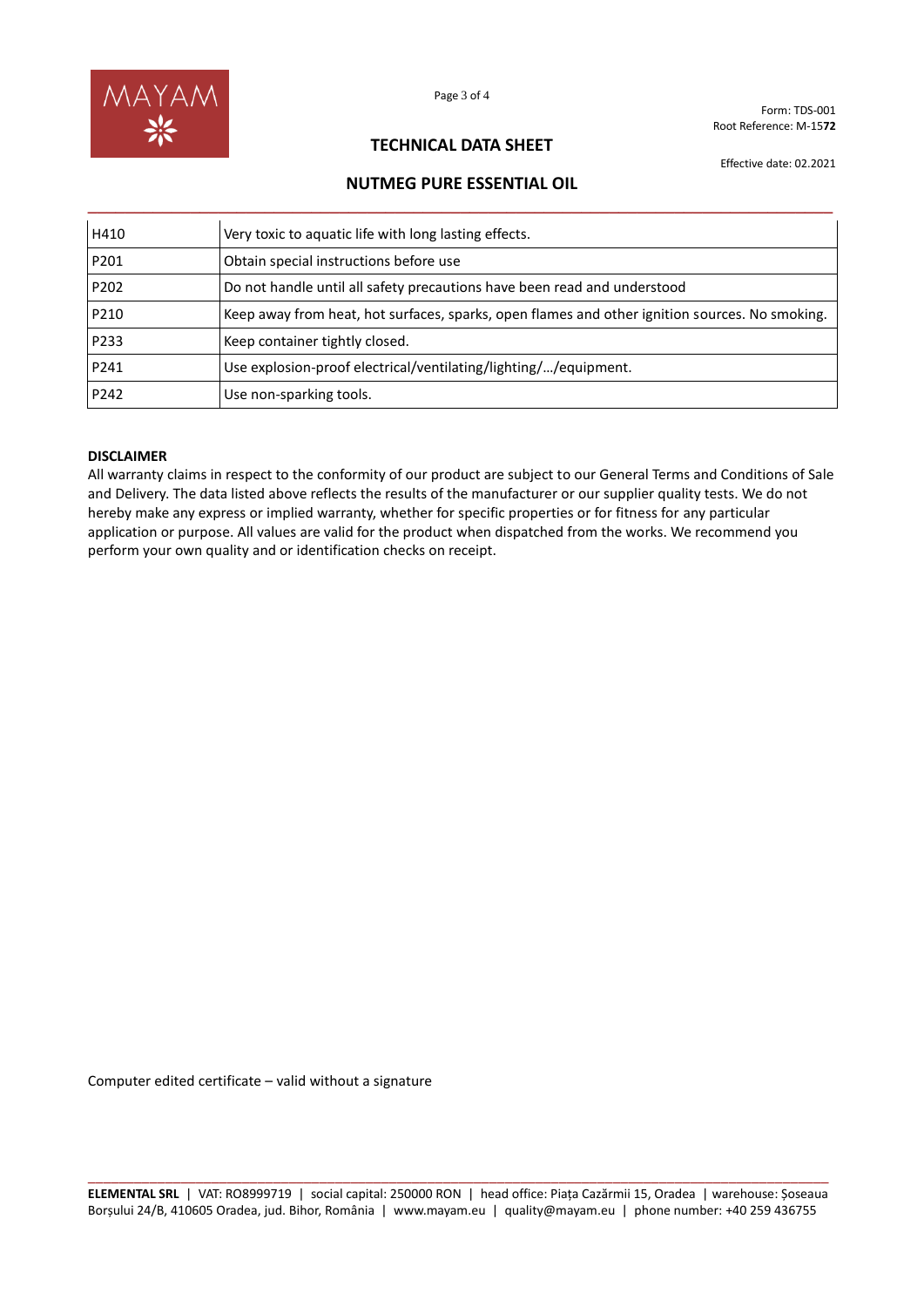| H410 | Very toxic to aquatic life with long lasting effects. |
|---|---|
| P201 | Obtain special instructions before use |
| P202 | Do not handle until all safety precautions have been read and understood |
| P210 | Keep away from heat, hot surfaces, sparks, open flames and other ignition sources. No smoking. |
| P233 | Keep container tightly closed. |
| P241 | Use explosion-proof electrical/ventilating/lighting/…/equipment. |
| P242 | Use non-sparking tools. |

**DISCLAIMER**

All warranty claims in respect to the conformity of our product are subject to our General Terms and Conditions of Sale and Delivery. The data listed above reflects the results of the manufacturer or our supplier quality tests. We do not hereby make any express or implied warranty, whether for specific properties or for fitness for any particular application or purpose. All values are valid for the product when dispatched from the works. We recommend you perform your own quality and or identification checks on receipt.

Computer edited certificate – valid without a signature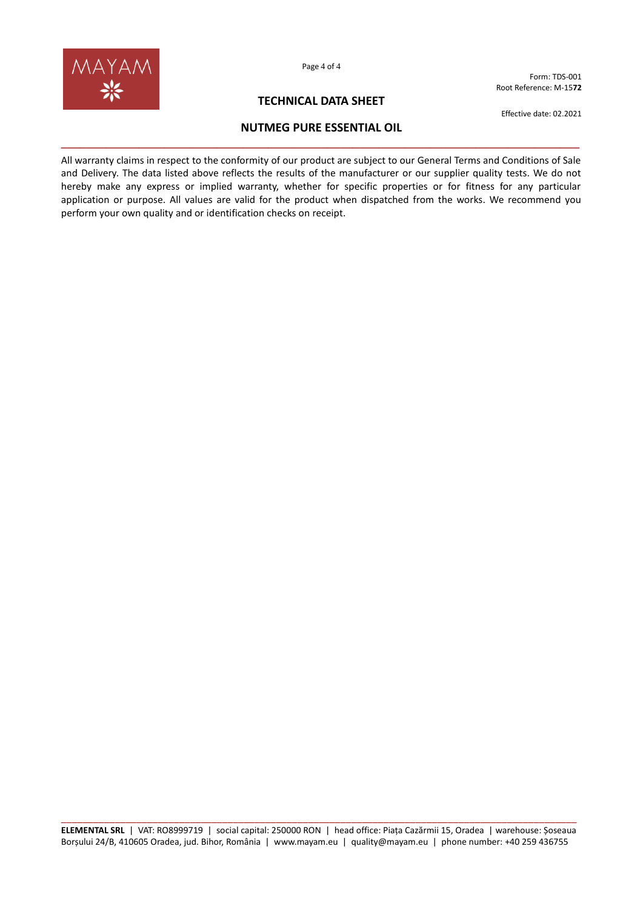All warranty claims in respect to the conformity of our product are subject to our General Terms and Conditions of Sale and Delivery. The data listed above reflects the results of the manufacturer or our supplier quality tests. We do not hereby make any express or implied warranty, whether for specific properties or for fitness for any particular application or purpose. All values are valid for the product when dispatched from the works. We recommend you perform your own quality and or identification checks on receipt.